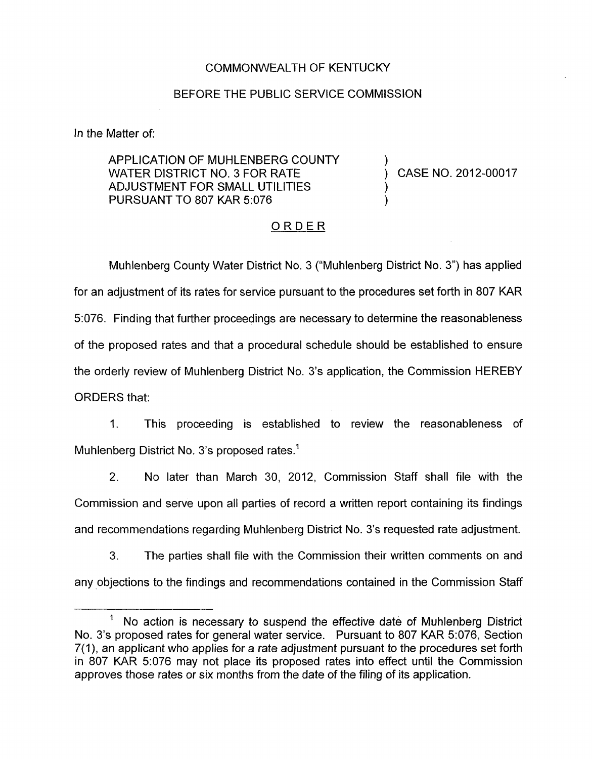COMMONWEALTH OF KENTUCKY

BEFORE THE PUBLIC SERVICE COMMISSION

In the Matter of:

APPLICATION OF MUHLENBERG COUNTY WATER DISTRICT NO. 3 FOR RATE ADJUSTMENT FOR SMALL UTILITIES PURSUANT TO 807 KAR 5:076 ) CASE NO. 2012-00017

ORDER

Muhlenberg County Water District No. 3 ("Muhlenberg District No. 3") has applied for an adjustment of its rates for service pursuant to the procedures set forth in 807 KAR 5:076. Finding that further proceedings are necessary to determine the reasonableness of the proposed rates and that a procedural schedule should be established to ensure the orderly review of Muhlenberg District No. 3's application, the Commission HEREBY ORDERS that:

1. This proceeding is established to review the reasonableness of Muhlenberg District No. 3's proposed rates.[1]

2. No later than March 30, 2012, Commission Staff shall file with the Commission and serve upon all parties of record a written report containing its findings and recommendations regarding Muhlenberg District No. 3's requested rate adjustment.

3. The parties shall file with the Commission their written comments on and any objections to the findings and recommendations contained in the Commission Staff

---

[1] No action is necessary to suspend the effective date of Muhlenberg District No. 3's proposed rates for general water service. Pursuant to 807 KAR 5:076, Section 7(1), an applicant who applies for a rate adjustment pursuant to the procedures set forth in 807 KAR 5:076 may not place its proposed rates into effect until the Commission approves those rates or six months from the date of the filing of its application.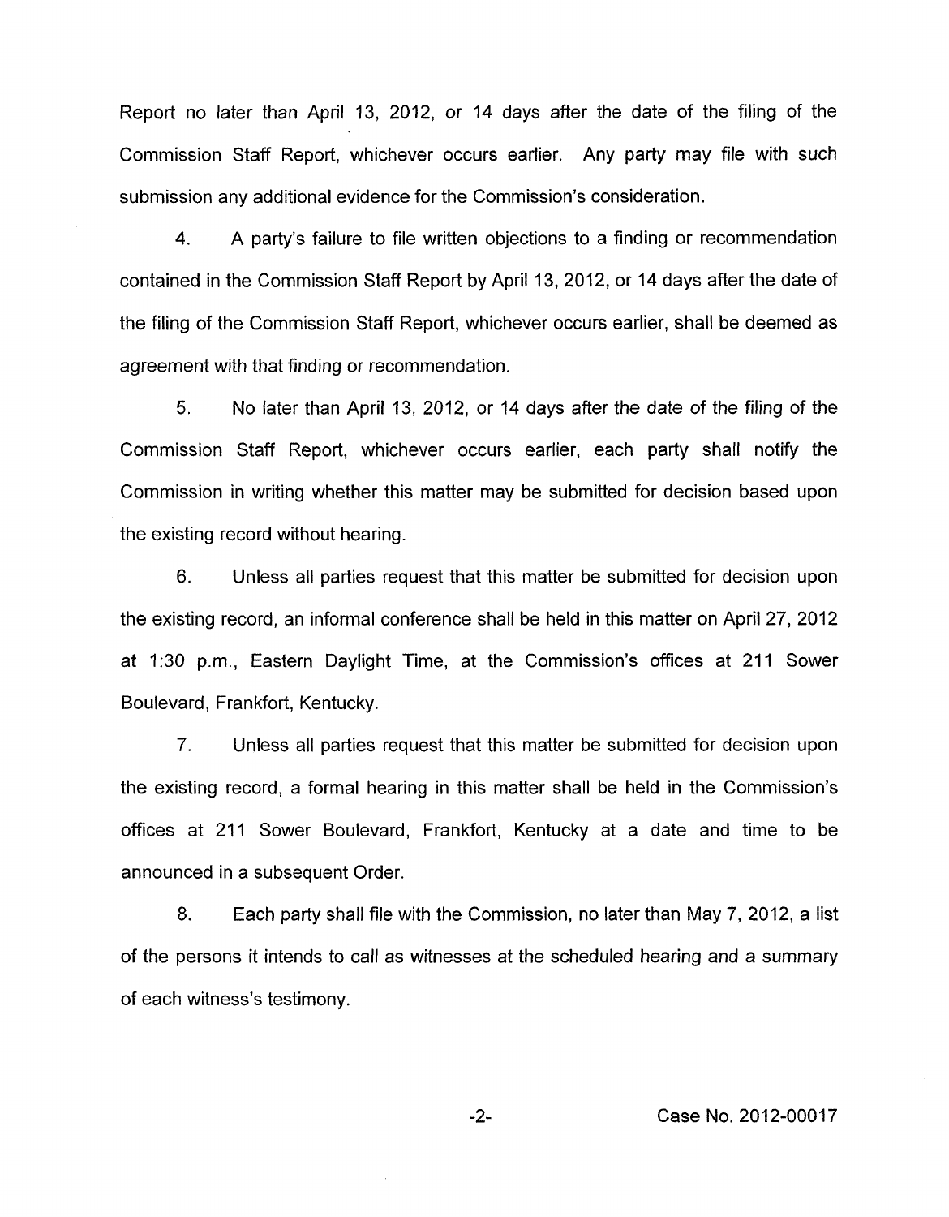Report no later than April 13, 2012, or 14 days after the date of the filing of the Commission Staff Report, whichever occurs earlier. Any party may file with such submission any additional evidence for the Commission's consideration.

4. A party's failure to file written objections to a finding or recommendation contained in the Commission Staff Report by April 13, 2012, or 14 days after the date of the filing of the Commission Staff Report, whichever occurs earlier, shall be deemed as agreement with that finding or recommendation.

5. No later than April 13, 2012, or 14 days after the date of the filing of the Commission Staff Report, whichever occurs earlier, each party shall notify the Commission in writing whether this matter may be submitted for decision based upon the existing record without hearing.

6. Unless all parties request that this matter be submitted for decision upon the existing record, an informal conference shall be held in this matter on April 27, 2012 at 1:30 p.m., Eastern Daylight Time, at the Commission's offices at 211 Sower Boulevard, Frankfort, Kentucky.

7. Unless all parties request that this matter be submitted for decision upon the existing record, a formal hearing in this matter shall be held in the Commission's offices at 211 Sower Boulevard, Frankfort, Kentucky at a date and time to be announced in a subsequent Order.

8. Each party shall file with the Commission, no later than May 7, 2012, a list of the persons it intends to call as witnesses at the scheduled hearing and a summary of each witness's testimony.

Case No. 2012-00017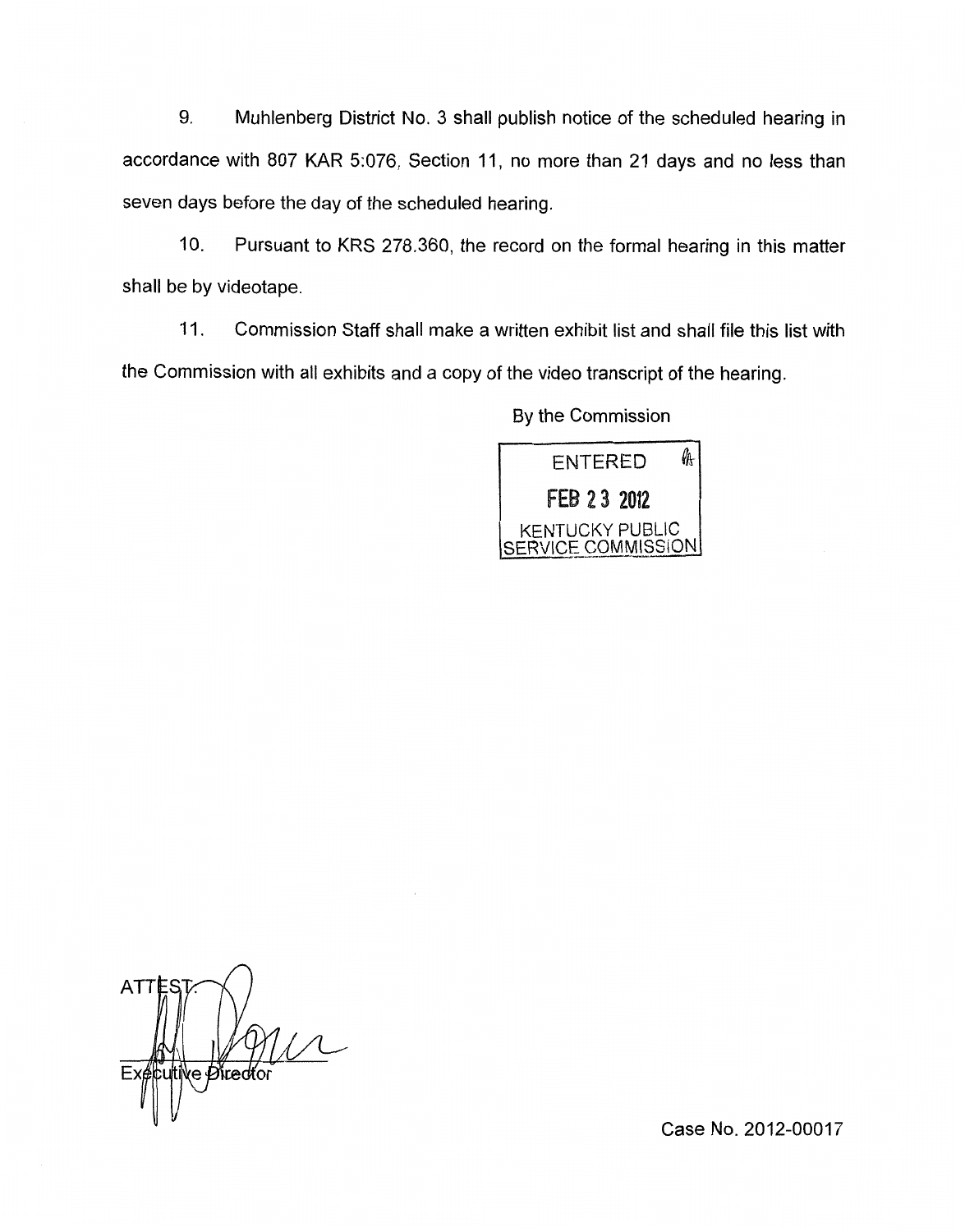9. Muhlenberg District No. 3 shall publish notice of the scheduled hearing in accordance with 807 KAR 5:076, Section 11, no more than 21 days and no less than seven days before the day of the scheduled hearing.

10. Pursuant to KRS 278.360, the record on the formal hearing in this matter shall be by videotape.

11. Commission Staff shall make a written exhibit list and shall file this list with the Commission with all exhibits and a copy of the video transcript of the hearing.

By the Commission

ENTERED
FEB 23 2012
KENTUCKY PUBLIC SERVICE COMMISSION

ATTEST:

Executive Director

Case No. 2012-00017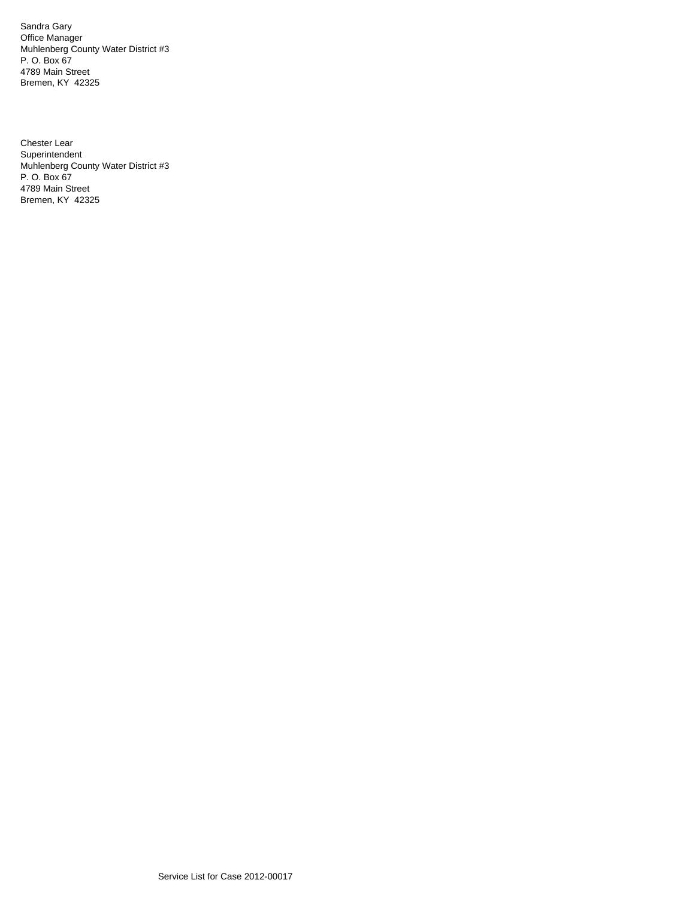Sandra Gary
Office Manager
Muhlenberg County Water District #3
P. O. Box 67
4789 Main Street
Bremen, KY 42325

Chester Lear
Superintendent
Muhlenberg County Water District #3
P. O. Box 67
4789 Main Street
Bremen, KY 42325